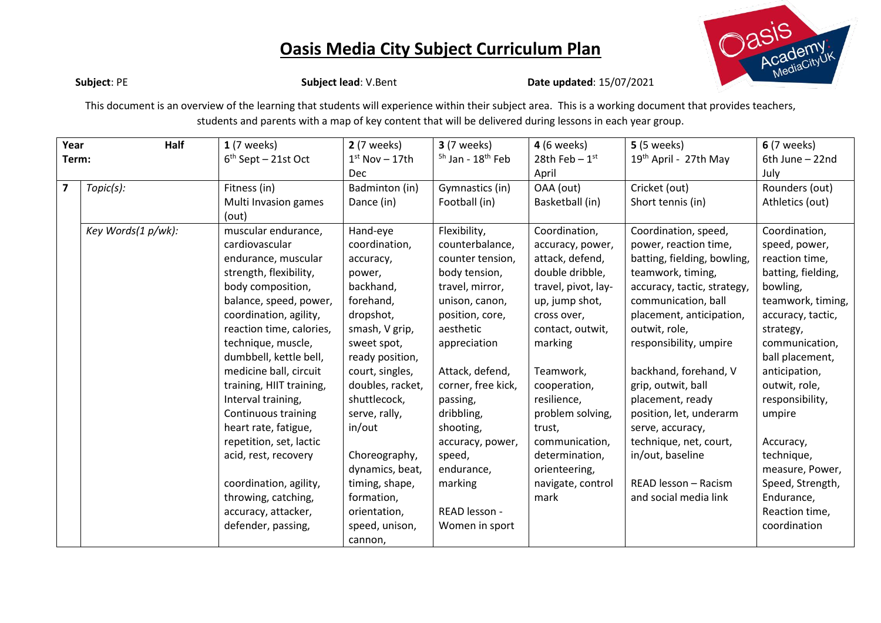# Oasis Media City Subject Curriculum Plan

**Subject**: PE **Subject lead**: V.Bent **Date updated**: 15/07/2021

This document is an overview of the learning that students will experience within their subject area. This is a working document that provides teachers, students and parents with a map of key content that will be delivered during lessons in each year group.

| Year Half Term: | | 1 (7 weeks) 6th Sept – 21st Oct | 2 (7 weeks) 1st Nov – 17th Dec | 3 (7 weeks) 5h Jan - 18th Feb | 4 (6 weeks) 28th Feb – 1st April | 5 (5 weeks) 19th April - 27th May | 6 (7 weeks) 6th June – 22nd July |
|---|---|---|---|---|---|---|---|
| 7 | *Topic(s):* | Fitness (in) Multi Invasion games (out) | Badminton (in) Dance (in) | Gymnastics (in) Football (in) | OAA (out) Basketball (in) | Cricket (out) Short tennis (in) | Rounders (out) Athletics (out) |
| | *Key Words(1 p/wk):* | muscular endurance, cardiovascular endurance, muscular strength, flexibility, body composition, balance, speed, power, coordination, agility, reaction time, calories, technique, muscle, dumbbell, kettle bell, medicine ball, circuit training, HIIT training, Interval training, Continuous training heart rate, fatigue, repetition, set, lactic acid, rest, recovery<br><br>coordination, agility, throwing, catching, accuracy, attacker, defender, passing, | Hand-eye coordination, accuracy, power, backhand, forehand, dropshot, smash, V grip, sweet spot, ready position, court, singles, doubles, racket, shuttlecock, serve, rally, in/out<br><br>Choreography, dynamics, beat, timing, shape, formation, orientation, speed, unison, cannon, | Flexibility, counterbalance, counter tension, body tension, travel, mirror, unison, canon, position, core, aesthetic appreciation<br><br>Attack, defend, corner, free kick, passing, dribbling, shooting, accuracy, power, speed, endurance, marking<br><br>READ lesson - Women in sport | Coordination, accuracy, power, attack, defend, double dribble, travel, pivot, lay-up, jump shot, cross over, contact, outwit, marking<br><br>Teamwork, cooperation, resilience, problem solving, trust, communication, determination, orienteering, navigate, control mark | Coordination, speed, power, reaction time, batting, fielding, bowling, teamwork, timing, accuracy, tactic, strategy, communication, ball placement, anticipation, outwit, role, responsibility, umpire<br><br>backhand, forehand, V grip, outwit, ball placement, ready position, let, underarm serve, accuracy, technique, net, court, in/out, baseline<br><br>READ lesson – Racism and social media link | Coordination, speed, power, reaction time, batting, fielding, bowling, teamwork, timing, accuracy, tactic, strategy, communication, ball placement, anticipation, outwit, role, responsibility, umpire<br><br>Accuracy, technique, measure, Power, Speed, Strength, Endurance, Reaction time, coordination |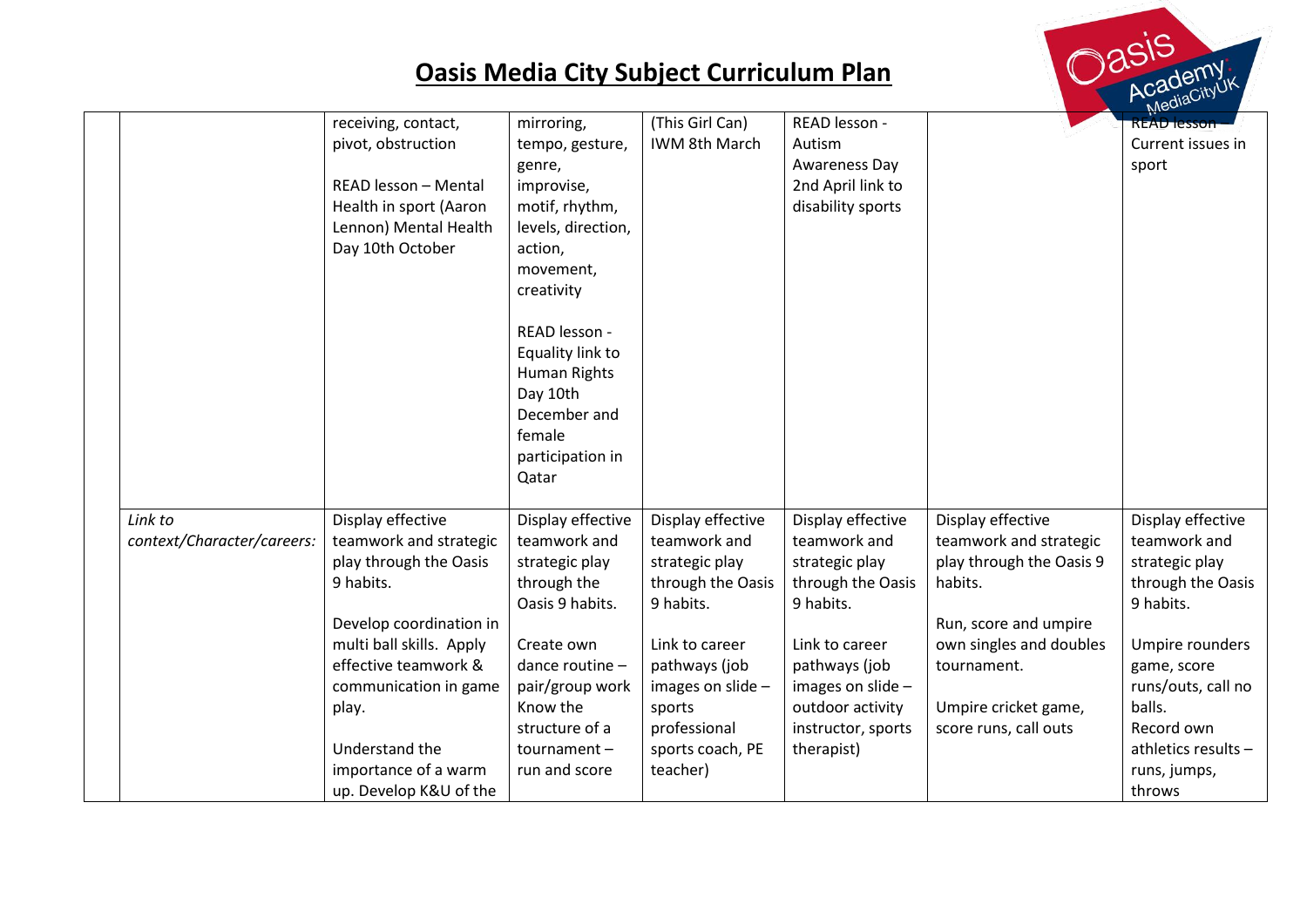# Oasis Media City Subject Curriculum Plan

| | | | | | | | |
|---|---|---|---|---|---|---|---|
| | | receiving, contact, pivot, obstruction<br><br>READ lesson – Mental Health in sport (Aaron Lennon) Mental Health Day 10th October | mirroring, tempo, gesture, genre, improvise, motif, rhythm, levels, direction, action, movement, creativity<br><br>READ lesson - Equality link to Human Rights Day 10th December and female participation in Qatar | (This Girl Can) IWM 8th March | READ lesson - Autism Awareness Day 2nd April link to disability sports | | READ lesson Current issues in sport |
| | *Link to context/Character/careers:* | Display effective teamwork and strategic play through the Oasis 9 habits.<br><br>Develop coordination in multi ball skills. Apply effective teamwork & communication in game play.<br><br>Understand the importance of a warm up. Develop K&U of the | Display effective teamwork and strategic play through the Oasis 9 habits.<br><br>Create own dance routine – pair/group work Know the structure of a tournament – run and score | Display effective teamwork and strategic play through the Oasis 9 habits.<br><br>Link to career pathways (job images on slide – sports professional sports coach, PE teacher) | Display effective teamwork and strategic play through the Oasis 9 habits.<br><br>Link to career pathways (job images on slide – outdoor activity instructor, sports therapist) | Display effective teamwork and strategic play through the Oasis 9 habits.<br><br>Run, score and umpire own singles and doubles tournament.<br><br>Umpire cricket game, score runs, call outs | Display effective teamwork and strategic play through the Oasis 9 habits.<br><br>Umpire rounders game, score runs/outs, call no balls.<br>Record own athletics results – runs, jumps, throws |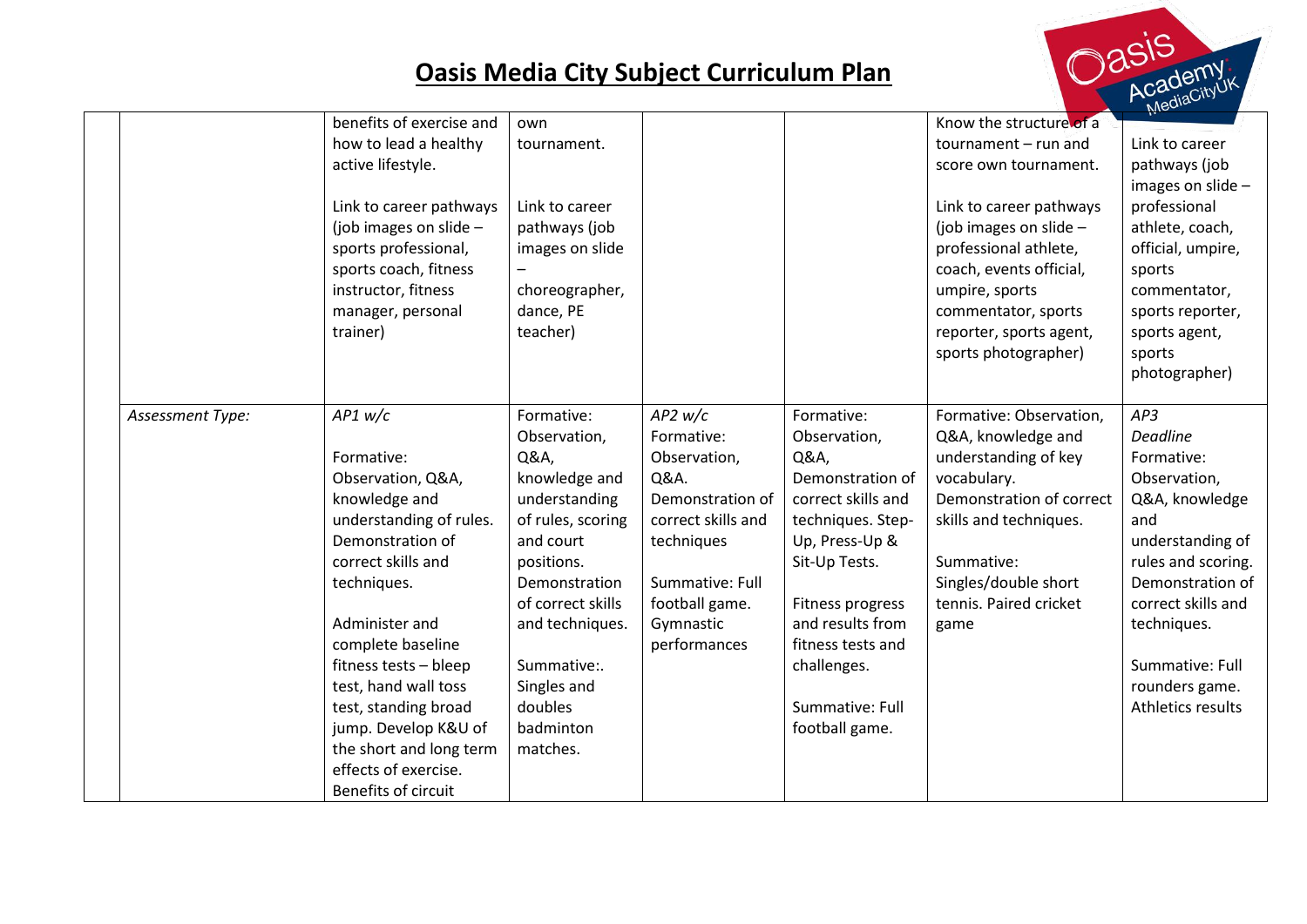# Oasis Media City Subject Curriculum Plan

| | | | | | | | |
|---|---|---|---|---|---|---|---|
| | | benefits of exercise and how to lead a healthy active lifestyle.<br><br>Link to career pathways (job images on slide – sports professional, sports coach, fitness instructor, fitness manager, personal trainer) | own tournament.<br><br>Link to career pathways (job images on slide – choreographer, dance, PE teacher) | | | Know the structure of a tournament – run and score own tournament.<br><br>Link to career pathways (job images on slide – professional athlete, coach, events official, umpire, sports commentator, sports reporter, sports agent, sports photographer) | Link to career pathways (job images on slide – professional athlete, coach, official, umpire, sports commentator, sports reporter, sports agent, sports photographer) |
| | *Assessment Type:* | *AP1 w/c*<br><br>Formative: Observation, Q&A, knowledge and understanding of rules. Demonstration of correct skills and techniques.<br><br>Administer and complete baseline fitness tests – bleep test, hand wall toss test, standing broad jump. Develop K&U of the short and long term effects of exercise. Benefits of circuit | Formative: Observation, Q&A, knowledge and understanding of rules, scoring and court positions. Demonstration of correct skills and techniques.<br><br>Summative:. Singles and doubles badminton matches. | *AP2 w/c*<br>Formative: Observation, Q&A. Demonstration of correct skills and techniques<br><br>Summative: Full football game. Gymnastic performances | Formative: Observation, Q&A, Demonstration of correct skills and techniques. Step-Up, Press-Up & Sit-Up Tests.<br><br>Fitness progress and results from fitness tests and challenges.<br><br>Summative: Full football game. | Formative: Observation, Q&A, knowledge and understanding of key vocabulary. Demonstration of correct skills and techniques.<br><br>Summative: Singles/double short tennis. Paired cricket game | *AP3*<br>*Deadline*<br>Formative: Observation, Q&A, knowledge and understanding of rules and scoring. Demonstration of correct skills and techniques.<br><br>Summative: Full rounders game. Athletics results |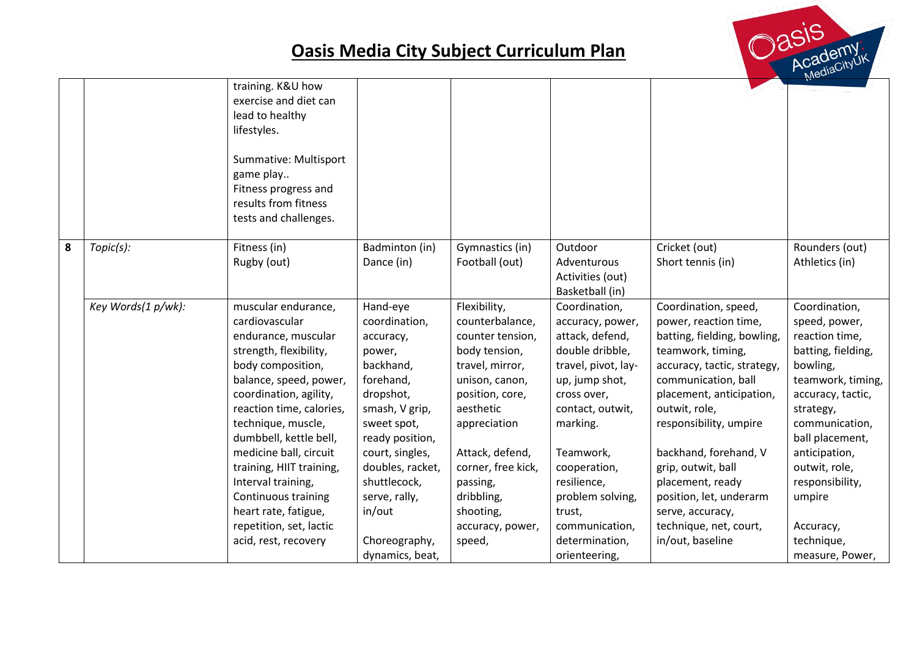# Oasis Media City Subject Curriculum Plan

| | | | | | | | |
|---|---|---|---|---|---|---|---|
| | | training. K&U how exercise and diet can lead to healthy lifestyles.<br><br>Summative: Multisport game play..<br>Fitness progress and results from fitness tests and challenges. | | | | | |
| 8 | *Topic(s):* | Fitness (in)<br>Rugby (out) | Badminton (in)<br>Dance (in) | Gymnastics (in)<br>Football (out) | Outdoor Adventurous Activities (out)<br>Basketball (in) | Cricket (out)<br>Short tennis (in) | Rounders (out)<br>Athletics (in) |
| | *Key Words(1 p/wk):* | muscular endurance, cardiovascular endurance, muscular strength, flexibility, body composition, balance, speed, power, coordination, agility, reaction time, calories, technique, muscle, dumbbell, kettle bell, medicine ball, circuit training, HIIT training, Interval training, Continuous training heart rate, fatigue, repetition, set, lactic acid, rest, recovery | Hand-eye coordination, accuracy, power, backhand, forehand, dropshot, smash, V grip, sweet spot, ready position, court, singles, doubles, racket, shuttlecock, serve, rally, in/out<br><br>Choreography, dynamics, beat, | Flexibility, counterbalance, counter tension, body tension, travel, mirror, unison, canon, position, core, aesthetic appreciation<br><br>Attack, defend, corner, free kick, passing, dribbling, shooting, accuracy, power, speed, | Coordination, accuracy, power, attack, defend, double dribble, travel, pivot, lay-up, jump shot, cross over, contact, outwit, marking.<br><br>Teamwork, cooperation, resilience, problem solving, trust, communication, determination, orienteering, | Coordination, speed, power, reaction time, batting, fielding, bowling, teamwork, timing, accuracy, tactic, strategy, communication, ball placement, anticipation, outwit, role, responsibility, umpire<br><br>backhand, forehand, V grip, outwit, ball placement, ready position, let, underarm serve, accuracy, technique, net, court, in/out, baseline | Coordination, speed, power, reaction time, batting, fielding, bowling, teamwork, timing, accuracy, tactic, strategy, communication, ball placement, anticipation, outwit, role, responsibility, umpire<br><br>Accuracy, technique, measure, Power, |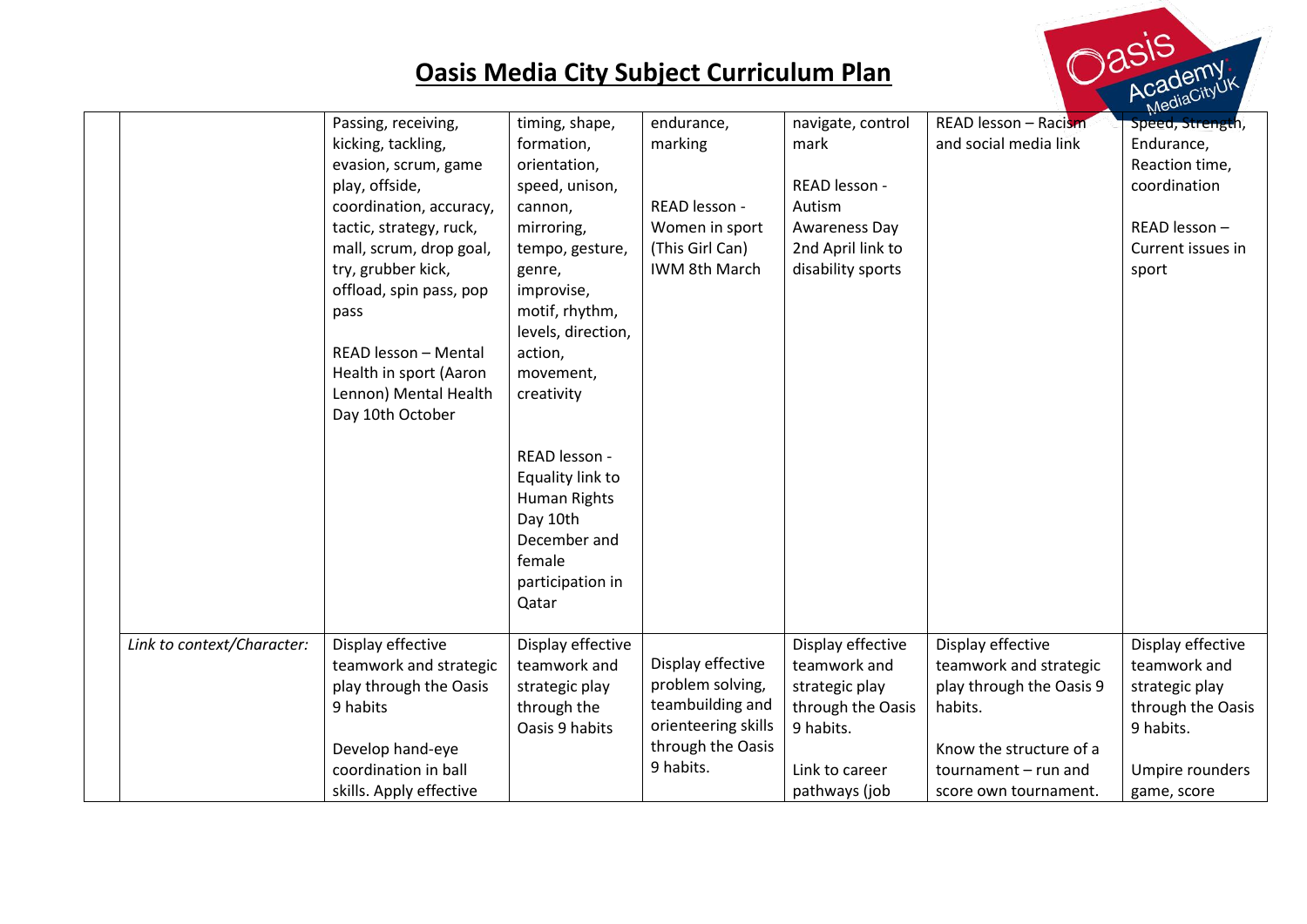# Oasis Media City Subject Curriculum Plan

| | | | | | | | |
|---|---|---|---|---|---|---|---|
| | | Passing, receiving, kicking, tackling, evasion, scrum, game play, offside, coordination, accuracy, tactic, strategy, ruck, mall, scrum, drop goal, try, grubber kick, offload, spin pass, pop pass<br><br>READ lesson – Mental Health in sport (Aaron Lennon) Mental Health Day 10th October | timing, shape, formation, orientation, speed, unison, cannon, mirroring, tempo, gesture, genre, improvise, motif, rhythm, levels, direction, action, movement, creativity<br><br>READ lesson - Equality link to Human Rights Day 10th December and female participation in Qatar | endurance, marking<br><br>READ lesson - Women in sport (This Girl Can) IWM 8th March | navigate, control mark<br><br>READ lesson - Autism Awareness Day 2nd April link to disability sports | READ lesson – Racism and social media link | Speed, Strength, Endurance, Reaction time, coordination<br><br>READ lesson – Current issues in sport |
| | *Link to context/Character:* | Display effective teamwork and strategic play through the Oasis 9 habits<br><br>Develop hand-eye coordination in ball skills. Apply effective | Display effective teamwork and strategic play through the Oasis 9 habits | Display effective problem solving, teambuilding and orienteering skills through the Oasis 9 habits. | Display effective teamwork and strategic play through the Oasis 9 habits.<br><br>Link to career pathways (job | Display effective teamwork and strategic play through the Oasis 9 habits.<br><br>Know the structure of a tournament – run and score own tournament. | Display effective teamwork and strategic play through the Oasis 9 habits.<br><br>Umpire rounders game, score |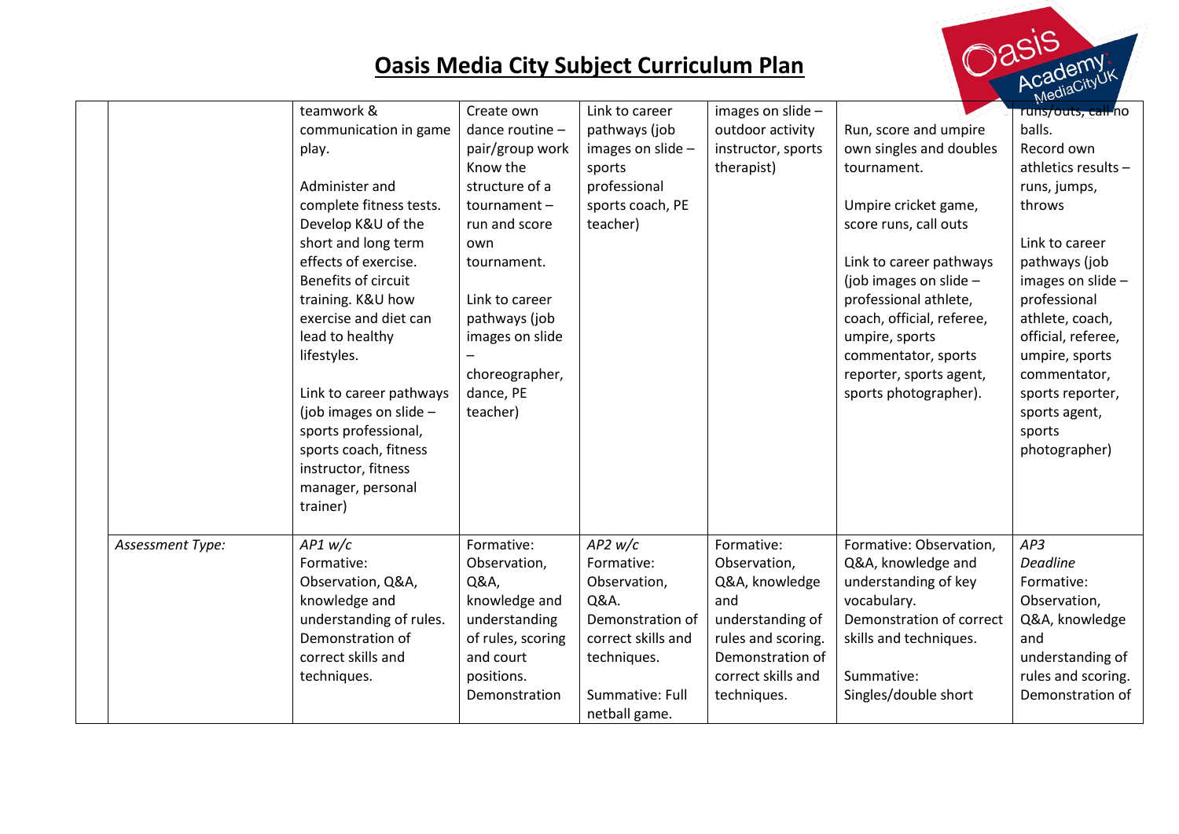# Oasis Media City Subject Curriculum Plan

| | | | | | | | |
|---|---|---|---|---|---|---|---|
| | | teamwork & communication in game play.<br><br>Administer and complete fitness tests. Develop K&U of the short and long term effects of exercise. Benefits of circuit training. K&U how exercise and diet can lead to healthy lifestyles.<br><br>Link to career pathways (job images on slide – sports professional, sports coach, fitness instructor, fitness manager, personal trainer) | Create own dance routine – pair/group work Know the structure of a tournament – run and score own tournament.<br><br>Link to career pathways (job images on slide – choreographer, dance, PE teacher) | Link to career pathways (job images on slide – sports professional sports coach, PE teacher) | images on slide – outdoor activity instructor, sports therapist) | Run, score and umpire own singles and doubles tournament.<br><br>Umpire cricket game, score runs, call outs<br><br>Link to career pathways (job images on slide – professional athlete, coach, official, referee, umpire, sports commentator, sports reporter, sports agent, sports photographer). | runs/outs, call no balls. Record own athletics results – runs, jumps, throws<br><br>Link to career pathways (job images on slide – professional athlete, coach, official, referee, umpire, sports commentator, sports reporter, sports agent, sports photographer) |
| | *Assessment Type:* | *AP1 w/c*<br>Formative: Observation, Q&A, knowledge and understanding of rules. Demonstration of correct skills and techniques. | Formative: Observation, Q&A, knowledge and understanding of rules, scoring and court positions. Demonstration | *AP2 w/c*<br>Formative: Observation, Q&A. Demonstration of correct skills and techniques.<br><br>Summative: Full netball game. | Formative: Observation, Q&A, knowledge and understanding of rules and scoring. Demonstration of correct skills and techniques. | Formative: Observation, Q&A, knowledge and understanding of key vocabulary. Demonstration of correct skills and techniques.<br><br>Summative: Singles/double short | *AP3*<br>*Deadline*<br>Formative: Observation, Q&A, knowledge and understanding of rules and scoring. Demonstration of |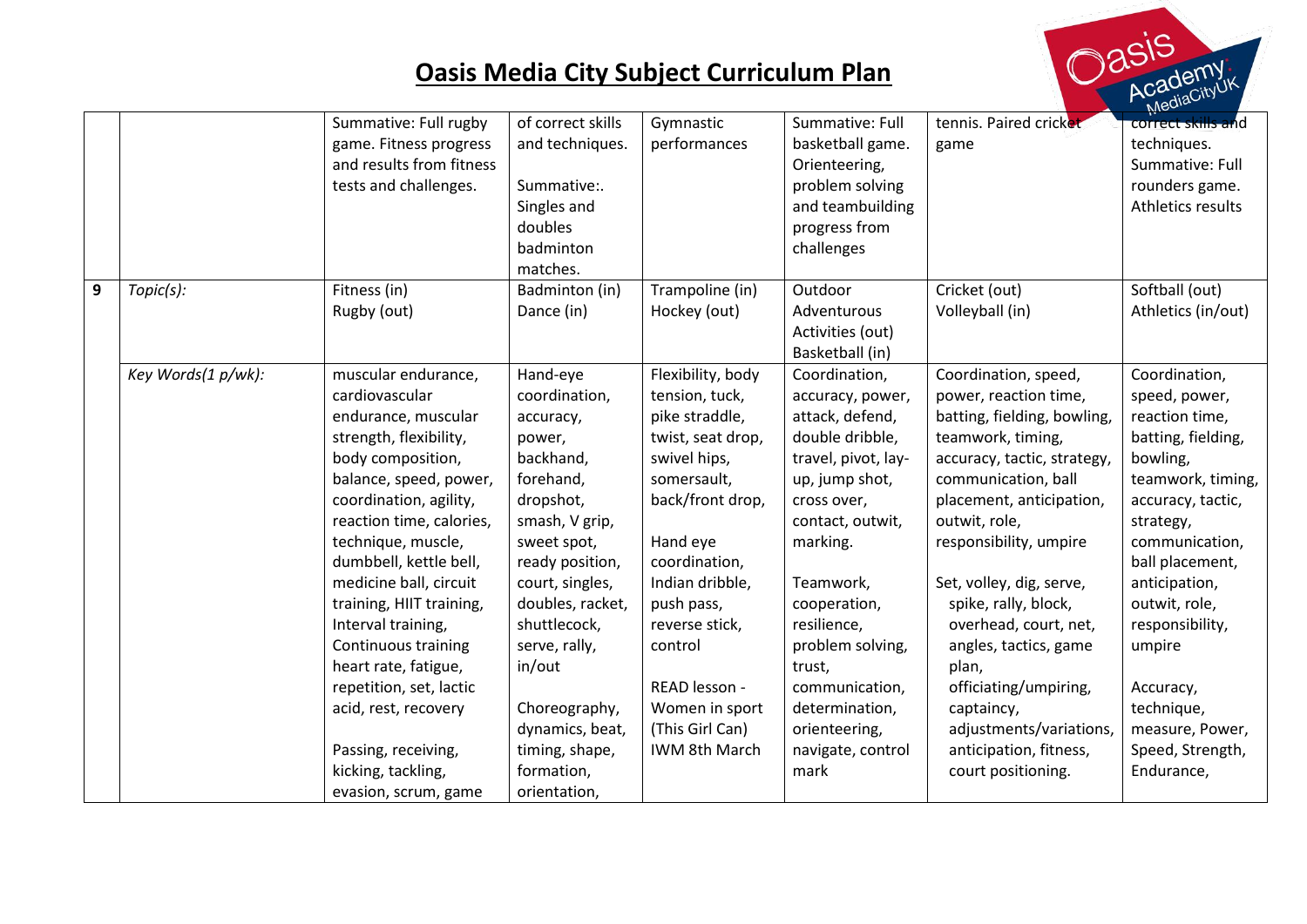# Oasis Media City Subject Curriculum Plan

| | | | | | | | |
|---|---|---|---|---|---|---|---|
| | | Summative: Full rugby game. Fitness progress and results from fitness tests and challenges. | of correct skills and techniques.<br><br>Summative:. Singles and doubles badminton matches. | Gymnastic performances | Summative: Full basketball game. Orienteering, problem solving and teambuilding progress from challenges | tennis. Paired cricket game | correct skills and techniques. Summative: Full rounders game. Athletics results |
| 9 | *Topic(s):* | Fitness (in)<br>Rugby (out) | Badminton (in)<br>Dance (in) | Trampoline (in)<br>Hockey (out) | Outdoor Adventurous Activities (out)<br>Basketball (in) | Cricket (out)<br>Volleyball (in) | Softball (out)<br>Athletics (in/out) |
| | *Key Words(1 p/wk):* | muscular endurance, cardiovascular endurance, muscular strength, flexibility, body composition, balance, speed, power, coordination, agility, reaction time, calories, technique, muscle, dumbbell, kettle bell, medicine ball, circuit training, HIIT training, Interval training, Continuous training heart rate, fatigue, repetition, set, lactic acid, rest, recovery<br><br>Passing, receiving, kicking, tackling, evasion, scrum, game | Hand-eye coordination, accuracy, power, backhand, forehand, dropshot, smash, V grip, sweet spot, ready position, court, singles, doubles, racket, shuttlecock, serve, rally, in/out<br><br>Choreography, dynamics, beat, timing, shape, formation, orientation, | Flexibility, body tension, tuck, pike straddle, twist, seat drop, swivel hips, somersault, back/front drop,<br><br>Hand eye coordination, Indian dribble, push pass, reverse stick, control<br><br>READ lesson - Women in sport (This Girl Can) IWM 8th March | Coordination, accuracy, power, attack, defend, double dribble, travel, pivot, lay-up, jump shot, cross over, contact, outwit, marking.<br><br>Teamwork, cooperation, resilience, problem solving, trust, communication, determination, orienteering, navigate, control mark | Coordination, speed, power, reaction time, batting, fielding, bowling, teamwork, timing, accuracy, tactic, strategy, communication, ball placement, anticipation, outwit, role, responsibility, umpire<br><br>Set, volley, dig, serve, spike, rally, block, overhead, court, net, angles, tactics, game plan, officiating/umpiring, captaincy, adjustments/variations, anticipation, fitness, court positioning. | Coordination, speed, power, reaction time, batting, fielding, bowling, teamwork, timing, accuracy, tactic, strategy, communication, ball placement, anticipation, outwit, role, responsibility, umpire<br><br>Accuracy, technique, measure, Power, Speed, Strength, Endurance, |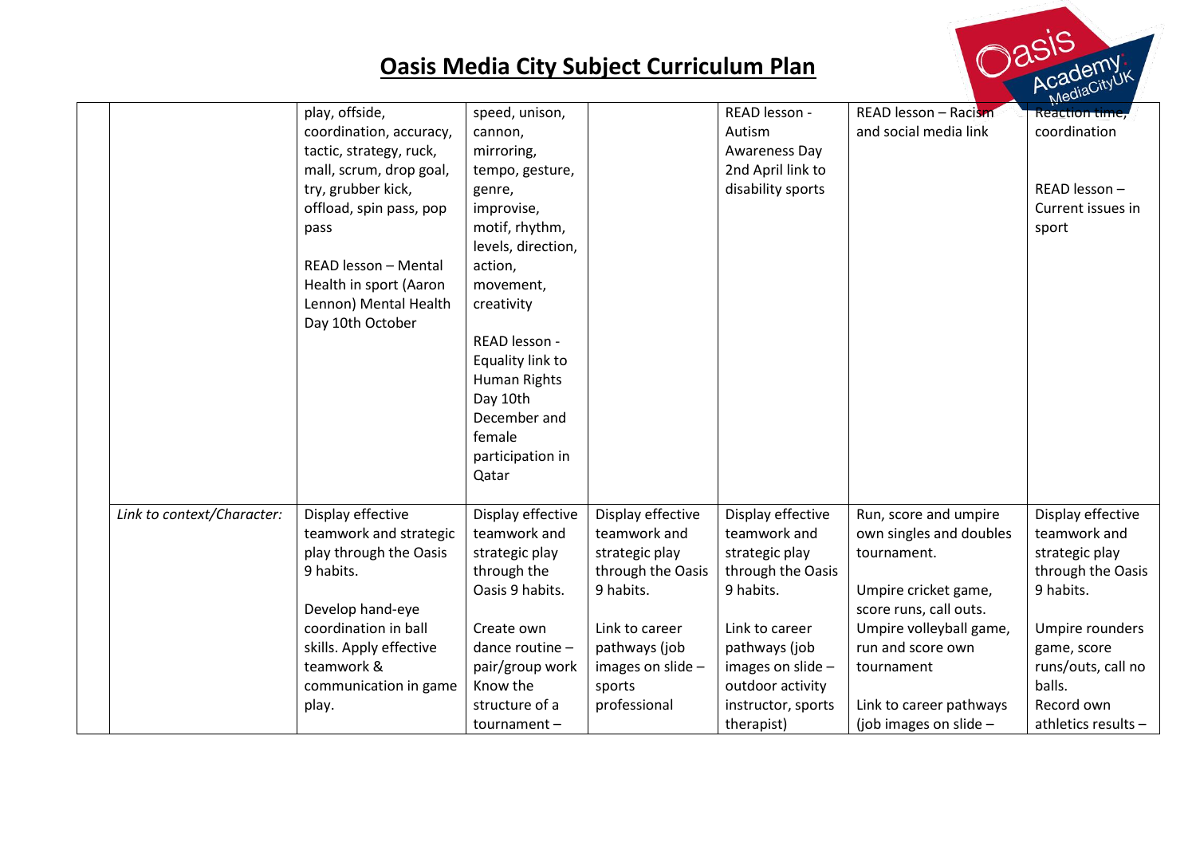# Oasis Media City Subject Curriculum Plan

| | | | | | | | |
|---|---|---|---|---|---|---|---|
| | | play, offside, coordination, accuracy, tactic, strategy, ruck, mall, scrum, drop goal, try, grubber kick, offload, spin pass, pop pass<br><br>READ lesson – Mental Health in sport (Aaron Lennon) Mental Health Day 10th October | speed, unison, cannon, mirroring, tempo, gesture, genre, improvise, motif, rhythm, levels, direction, action, movement, creativity<br><br>READ lesson - Equality link to Human Rights Day 10th December and female participation in Qatar | | READ lesson - Autism Awareness Day 2nd April link to disability sports | READ lesson – Racism and social media link | Reaction time, coordination<br><br>READ lesson – Current issues in sport |
| | *Link to context/Character:* | Display effective teamwork and strategic play through the Oasis 9 habits.<br><br>Develop hand-eye coordination in ball skills. Apply effective teamwork & communication in game play. | Display effective teamwork and strategic play through the Oasis 9 habits.<br><br>Create own dance routine – pair/group work Know the structure of a tournament – | Display effective teamwork and strategic play through the Oasis 9 habits.<br><br>Link to career pathways (job images on slide – sports professional | Display effective teamwork and strategic play through the Oasis 9 habits.<br><br>Link to career pathways (job images on slide – outdoor activity instructor, sports therapist) | Run, score and umpire own singles and doubles tournament.<br><br>Umpire cricket game, score runs, call outs. Umpire volleyball game, run and score own tournament<br><br>Link to career pathways (job images on slide – | Display effective teamwork and strategic play through the Oasis 9 habits.<br><br>Umpire rounders game, score runs/outs, call no balls. Record own athletics results – |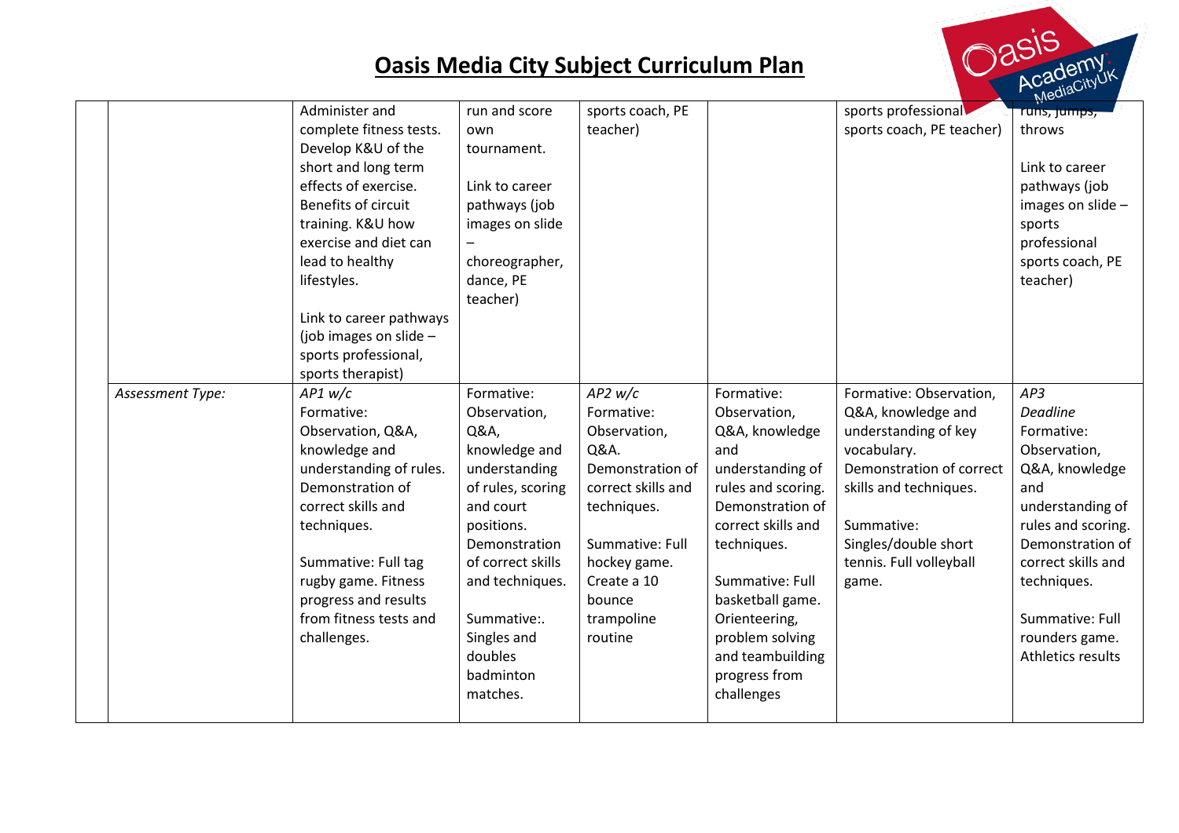# Oasis Media City Subject Curriculum Plan

| | | | | | | | |
|---|---|---|---|---|---|---|---|
| | | Administer and complete fitness tests. Develop K&U of the short and long term effects of exercise. Benefits of circuit training. K&U how exercise and diet can lead to healthy lifestyles.<br><br>Link to career pathways (job images on slide – sports professional, sports therapist) | run and score own tournament.<br><br>Link to career pathways (job images on slide – choreographer, dance, PE teacher) | sports coach, PE teacher) | | sports professional sports coach, PE teacher) | runs, jumps, throws<br><br>Link to career pathways (job images on slide – sports professional sports coach, PE teacher) |
| | *Assessment Type:* | *AP1 w/c*<br>Formative: Observation, Q&A, knowledge and understanding of rules. Demonstration of correct skills and techniques.<br><br>Summative: Full tag rugby game. Fitness progress and results from fitness tests and challenges. | Formative: Observation, Q&A, knowledge and understanding of rules, scoring and court positions. Demonstration of correct skills and techniques.<br><br>Summative:. Singles and doubles badminton matches. | *AP2 w/c*<br>Formative: Observation, Q&A. Demonstration of correct skills and techniques.<br><br>Summative: Full hockey game. Create a 10 bounce trampoline routine | Formative: Observation, Q&A, knowledge and understanding of rules and scoring. Demonstration of correct skills and techniques.<br><br>Summative: Full basketball game. Orienteering, problem solving and teambuilding progress from challenges | Formative: Observation, Q&A, knowledge and understanding of key vocabulary. Demonstration of correct skills and techniques.<br><br>Summative: Singles/double short tennis. Full volleyball game. | *AP3*<br>*Deadline*<br>Formative: Observation, Q&A, knowledge and understanding of rules and scoring. Demonstration of correct skills and techniques.<br><br>Summative: Full rounders game. Athletics results |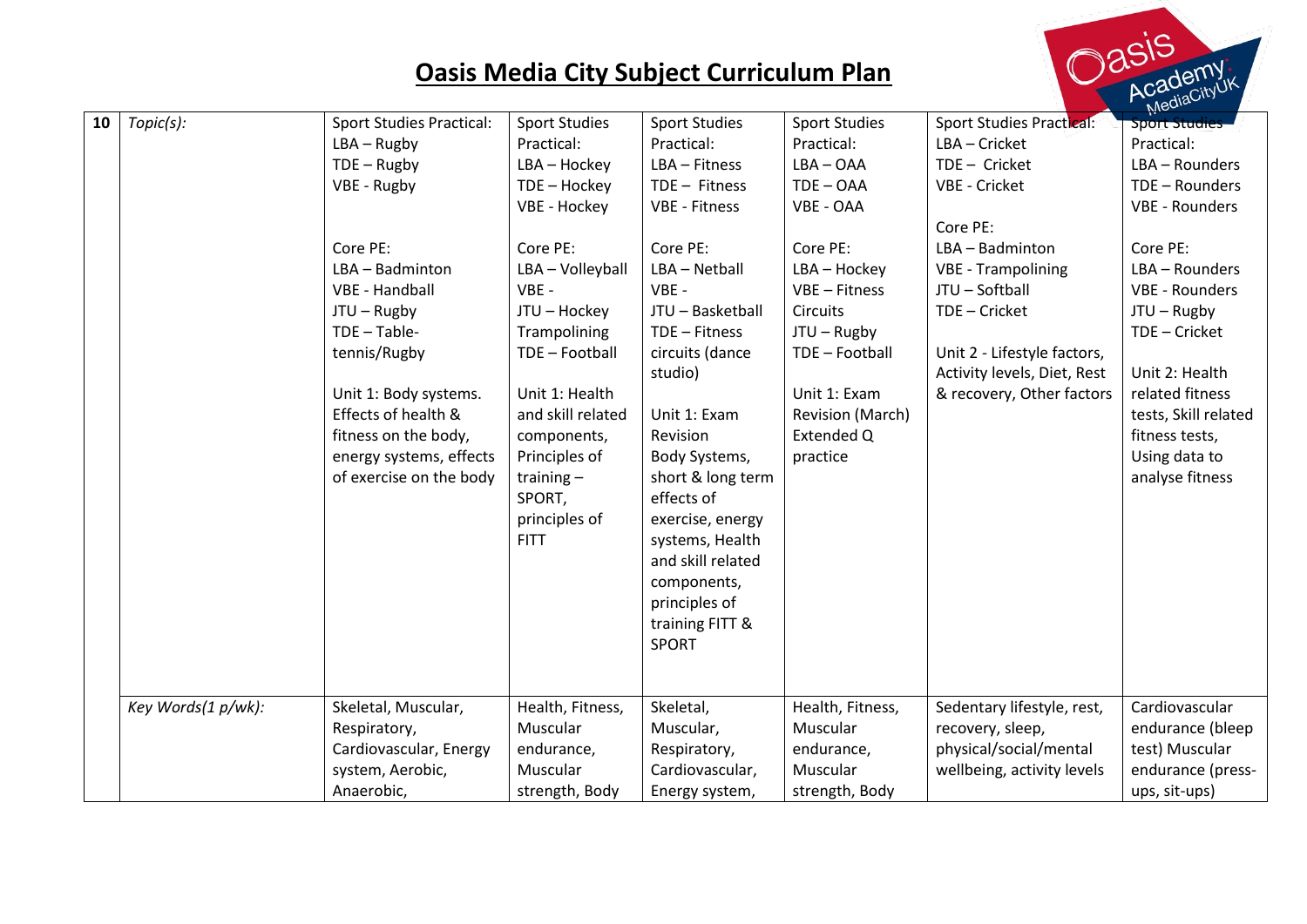# Oasis Media City Subject Curriculum Plan

| 10 | Topic(s): | Sport Studies Practical:<br>LBA – Rugby<br>TDE – Rugby<br>VBE - Rugby<br><br>Core PE:<br>LBA – Badminton<br>VBE - Handball<br>JTU – Rugby<br>TDE – Table-tennis/Rugby<br><br>Unit 1: Body systems. Effects of health & fitness on the body, energy systems, effects of exercise on the body | Sport Studies Practical:<br>LBA – Hockey<br>TDE – Hockey<br>VBE - Hockey<br><br>Core PE:<br>LBA – Volleyball<br>VBE - <br>JTU – Hockey<br>Trampolining<br>TDE – Football<br><br>Unit 1: Health and skill related components, Principles of training – SPORT, principles of FITT | Sport Studies Practical:<br>LBA – Fitness<br>TDE – Fitness<br>VBE - Fitness<br><br>Core PE:<br>LBA – Netball<br>VBE - <br>JTU – Basketball<br>TDE – Fitness circuits (dance studio)<br><br>Unit 1: Exam Revision<br>Body Systems, short & long term effects of exercise, energy systems, Health and skill related components, principles of training FITT & SPORT | Sport Studies Practical:<br>LBA – OAA<br>TDE – OAA<br>VBE - OAA<br><br>Core PE:<br>LBA – Hockey<br>VBE – Fitness Circuits<br>JTU – Rugby<br>TDE – Football<br><br>Unit 1: Exam Revision (March)<br>Extended Q practice | Sport Studies Practical:<br>LBA – Cricket<br>TDE – Cricket<br>VBE - Cricket<br><br>Core PE:<br>LBA – Badminton<br>VBE - Trampolining<br>JTU – Softball<br>TDE – Cricket<br><br>Unit 2 - Lifestyle factors, Activity levels, Diet, Rest & recovery, Other factors | Sport Studies Practical:<br>LBA – Rounders<br>TDE – Rounders<br>VBE - Rounders<br><br>Core PE:<br>LBA – Rounders<br>VBE - Rounders<br>JTU – Rugby<br>TDE – Cricket<br><br>Unit 2: Health related fitness tests, Skill related fitness tests, Using data to analyse fitness |
|---|---|---|---|---|---|---|---|
| | Key Words(1 p/wk): | Skeletal, Muscular, Respiratory, Cardiovascular, Energy system, Aerobic, Anaerobic, | Health, Fitness, Muscular endurance, Muscular strength, Body | Skeletal, Muscular, Respiratory, Cardiovascular, Energy system, | Health, Fitness, Muscular endurance, Muscular strength, Body | Sedentary lifestyle, rest, recovery, sleep, physical/social/mental wellbeing, activity levels | Cardiovascular endurance (bleep test) Muscular endurance (press-ups, sit-ups) |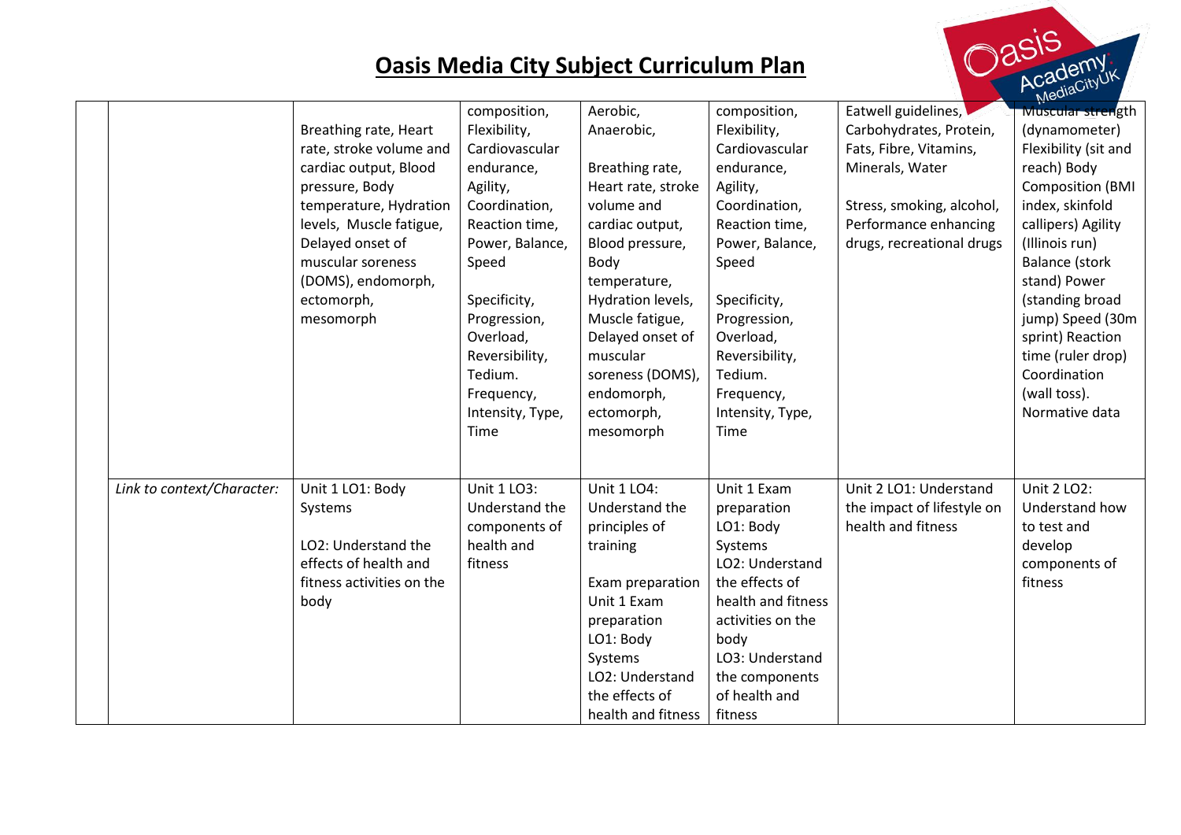# Oasis Media City Subject Curriculum Plan

| | | | | | | | |
|---|---|---|---|---|---|---|---|
| | | Breathing rate, Heart rate, stroke volume and cardiac output, Blood pressure, Body temperature, Hydration levels, Muscle fatigue, Delayed onset of muscular soreness (DOMS), endomorph, ectomorph, mesomorph | composition, Flexibility, Cardiovascular endurance, Agility, Coordination, Reaction time, Power, Balance, Speed<br><br>Specificity, Progression, Overload, Reversibility, Tedium. Frequency, Intensity, Type, Time | Aerobic, Anaerobic,<br><br>Breathing rate, Heart rate, stroke volume and cardiac output, Blood pressure, Body temperature, Hydration levels, Muscle fatigue, Delayed onset of muscular soreness (DOMS), endomorph, ectomorph, mesomorph | composition, Flexibility, Cardiovascular endurance, Agility, Coordination, Reaction time, Power, Balance, Speed<br><br>Specificity, Progression, Overload, Reversibility, Tedium. Frequency, Intensity, Type, Time | Eatwell guidelines, Carbohydrates, Protein, Fats, Fibre, Vitamins, Minerals, Water<br><br>Stress, smoking, alcohol, Performance enhancing drugs, recreational drugs | Muscular strength (dynamometer) Flexibility (sit and reach) Body Composition (BMI index, skinfold callipers) Agility (Illinois run) Balance (stork stand) Power (standing broad jump) Speed (30m sprint) Reaction time (ruler drop) Coordination (wall toss). Normative data |
| | *Link to context/Character:* | Unit 1 LO1: Body Systems<br><br>LO2: Understand the effects of health and fitness activities on the body | Unit 1 LO3: Understand the components of health and fitness | Unit 1 LO4: Understand the principles of training<br><br>Exam preparation Unit 1 Exam preparation LO1: Body Systems LO2: Understand the effects of health and fitness | Unit 1 Exam preparation LO1: Body Systems LO2: Understand the effects of health and fitness activities on the body LO3: Understand the components of health and fitness | Unit 2 LO1: Understand the impact of lifestyle on health and fitness | Unit 2 LO2: Understand how to test and develop components of fitness |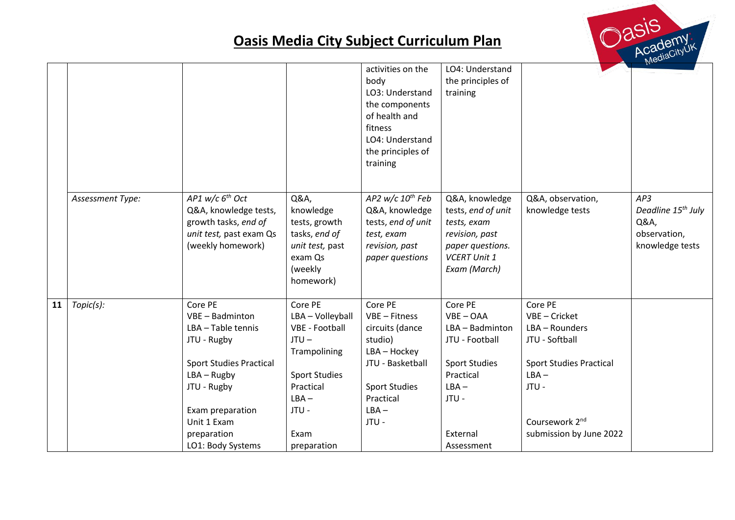# Oasis Media City Subject Curriculum Plan

| | | | | | | | |
|---|---|---|---|---|---|---|---|
| | | | | activities on the body<br>LO3: Understand the components of health and fitness<br>LO4: Understand the principles of training | LO4: Understand the principles of training | | |
| | *Assessment Type:* | *AP1 w/c 6th Oct*<br>Q&A, knowledge tests, growth tasks, *end of unit test,* past exam Qs (weekly homework) | Q&A, knowledge tests, growth tasks, *end of unit test,* past exam Qs (weekly homework) | *AP2 w/c 10th Feb*<br>Q&A, knowledge tests, *end of unit test, exam revision, past paper questions* | Q&A, knowledge tests, *end of unit tests, exam revision, past paper questions. VCERT Unit 1 Exam (March)* | Q&A, observation, knowledge tests | *AP3*<br>*Deadline 15th July*<br>Q&A, observation, knowledge tests |
| **11** | *Topic(s):* | Core PE<br>VBE – Badminton<br>LBA – Table tennis<br>JTU - Rugby<br><br>Sport Studies Practical<br>LBA – Rugby<br>JTU - Rugby<br><br>Exam preparation<br>Unit 1 Exam preparation<br>LO1: Body Systems | Core PE<br>LBA – Volleyball<br>VBE - Football<br>JTU – Trampolining<br><br>Sport Studies Practical<br>LBA –<br>JTU -<br><br>Exam preparation | Core PE<br>VBE – Fitness circuits (dance studio)<br>LBA – Hockey<br>JTU - Basketball<br><br>Sport Studies Practical<br>LBA –<br>JTU - | Core PE<br>VBE – OAA<br>LBA – Badminton<br>JTU - Football<br><br>Sport Studies Practical<br>LBA –<br>JTU -<br><br>External Assessment | Core PE<br>VBE – Cricket<br>LBA – Rounders<br>JTU - Softball<br><br>Sport Studies Practical<br>LBA –<br>JTU -<br><br>Coursework 2nd submission by June 2022 | |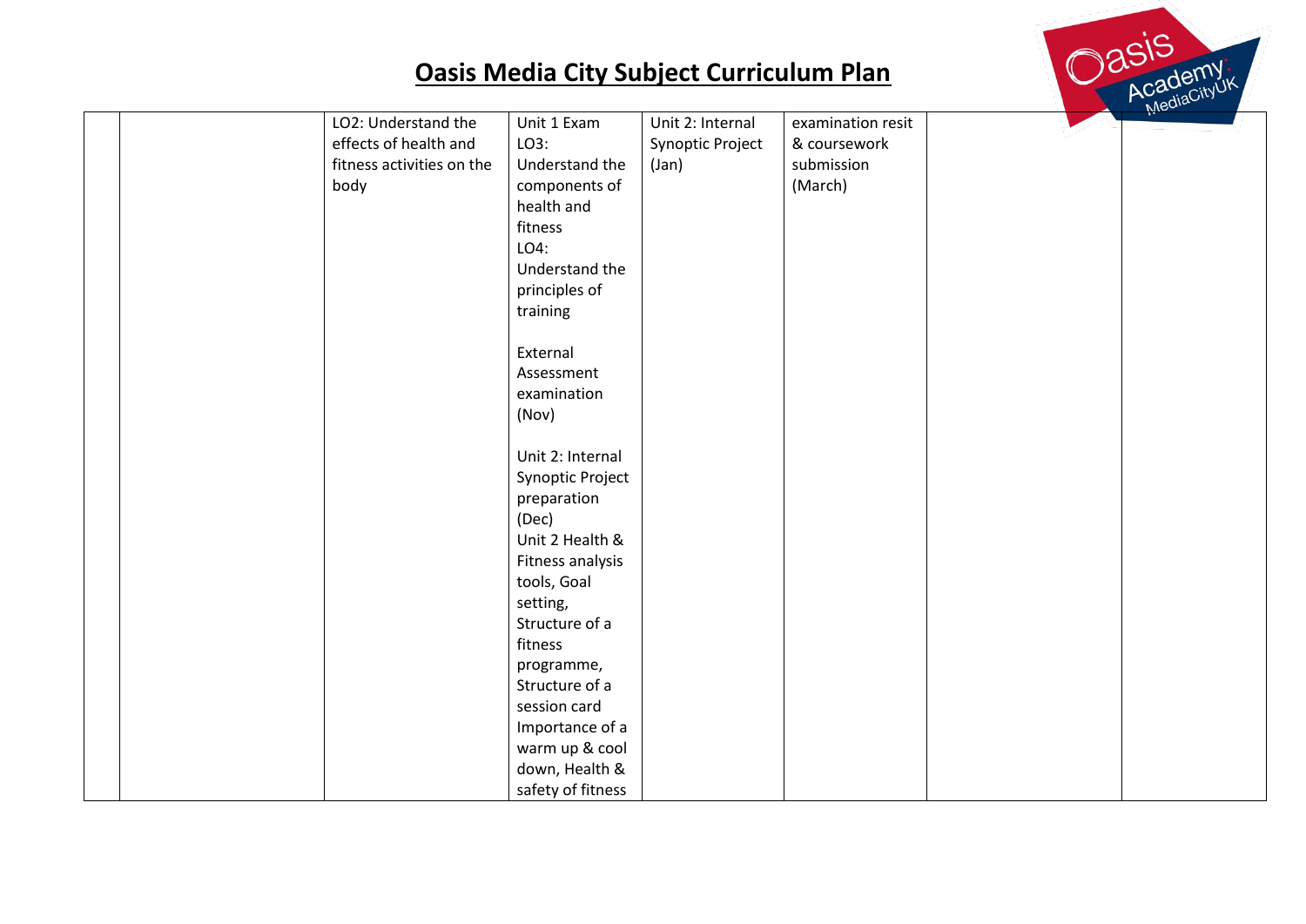# Oasis Media City Subject Curriculum Plan

| | | | | | | | |
|---|---|---|---|---|---|---|---|
| | | LO2: Understand the effects of health and fitness activities on the body | Unit 1 Exam LO3: Understand the components of health and fitness LO4: Understand the principles of training<br><br>External Assessment examination (Nov)<br><br>Unit 2: Internal Synoptic Project preparation (Dec) Unit 2 Health & Fitness analysis tools, Goal setting, Structure of a fitness programme, Structure of a session card Importance of a warm up & cool down, Health & safety of fitness | Unit 2: Internal Synoptic Project (Jan) | examination resit & coursework submission (March) | | |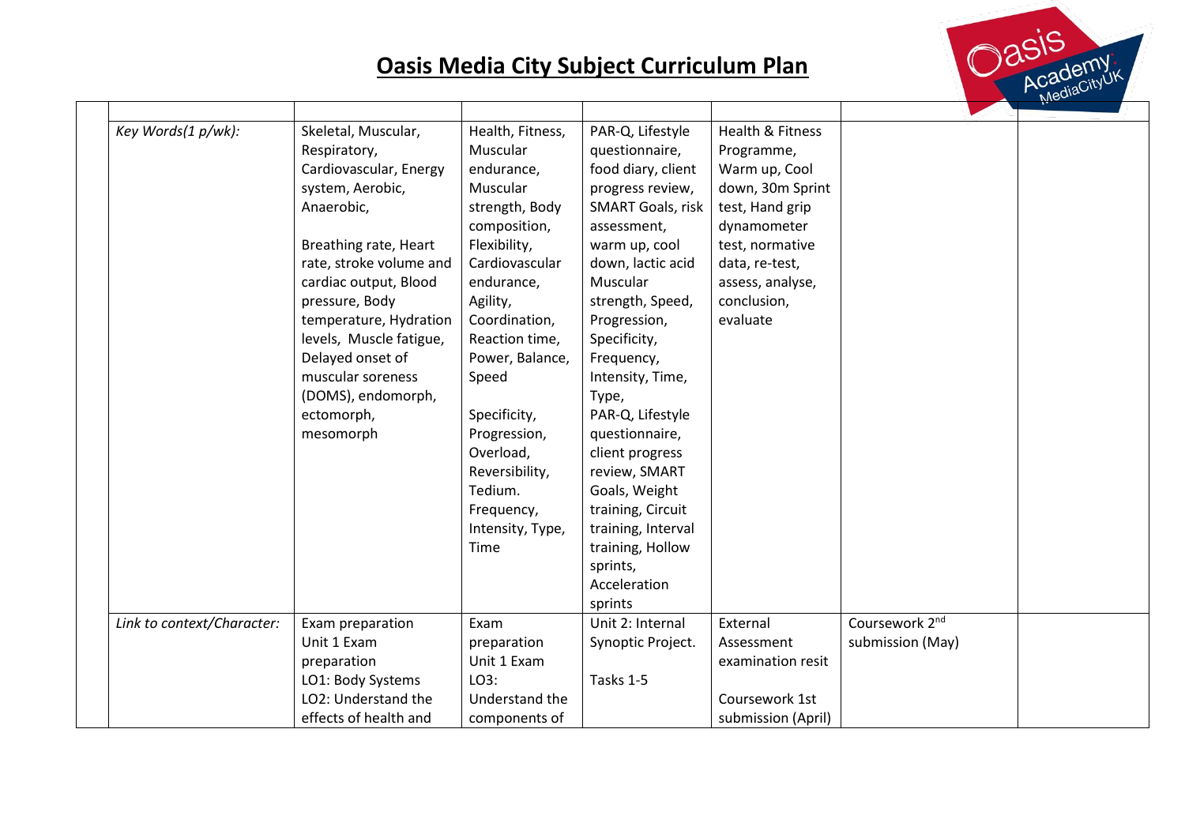# Oasis Media City Subject Curriculum Plan

| | | | | | | | |
|---|---|---|---|---|---|---|---|
| | *Key Words(1 p/wk):* | Skeletal, Muscular, Respiratory, Cardiovascular, Energy system, Aerobic, Anaerobic,<br><br>Breathing rate, Heart rate, stroke volume and cardiac output, Blood pressure, Body temperature, Hydration levels, Muscle fatigue, Delayed onset of muscular soreness (DOMS), endomorph, ectomorph, mesomorph | Health, Fitness, Muscular endurance, Muscular strength, Body composition, Flexibility, Cardiovascular endurance, Agility, Coordination, Reaction time, Power, Balance, Speed<br><br>Specificity, Progression, Overload, Reversibility, Tedium. Frequency, Intensity, Type, Time | PAR-Q, Lifestyle questionnaire, food diary, client progress review, SMART Goals, risk assessment, warm up, cool down, lactic acid Muscular strength, Speed, Progression, Specificity, Frequency, Intensity, Time, Type, PAR-Q, Lifestyle questionnaire, client progress review, SMART Goals, Weight training, Circuit training, Interval training, Hollow sprints, Acceleration sprints | Health & Fitness Programme, Warm up, Cool down, 30m Sprint test, Hand grip dynamometer test, normative data, re-test, assess, analyse, conclusion, evaluate | | |
| | *Link to context/Character:* | Exam preparation Unit 1 Exam preparation LO1: Body Systems LO2: Understand the effects of health and | Exam preparation Unit 1 Exam LO3: Understand the components of | Unit 2: Internal Synoptic Project.<br><br>Tasks 1-5 | External Assessment examination resit<br><br>Coursework 1st submission (April) | Coursework 2nd submission (May) | |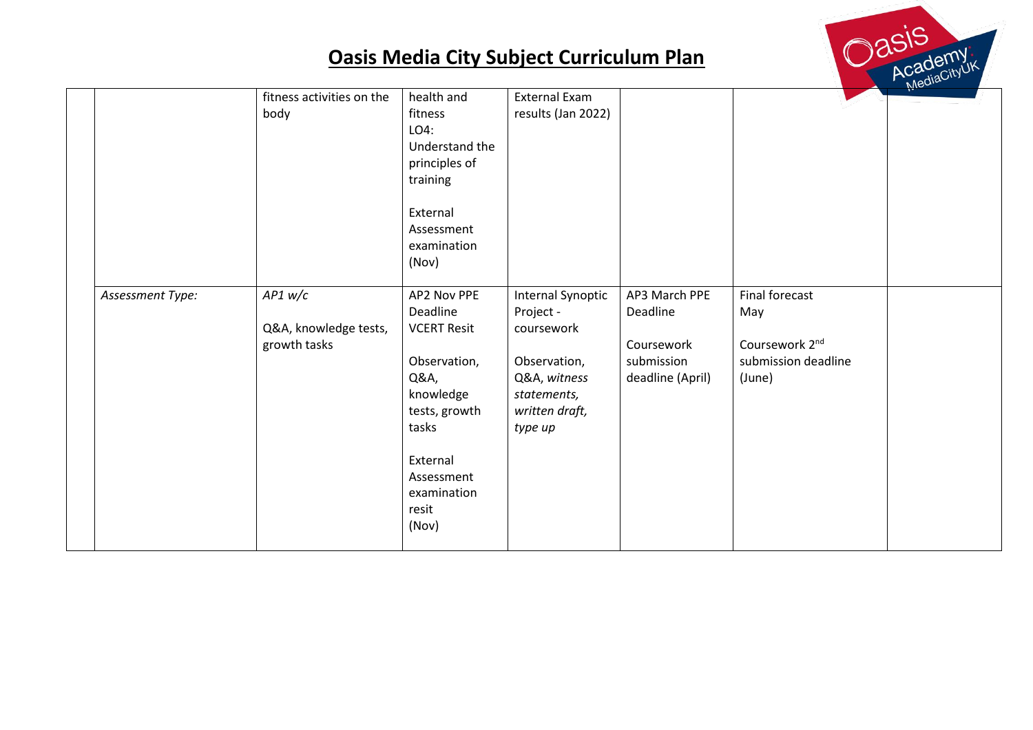# Oasis Media City Subject Curriculum Plan

| | | | | | | | |
|---|---|---|---|---|---|---|---|
| | | fitness activities on the body | health and fitness<br>LO4: Understand the principles of training<br><br>External Assessment examination (Nov) | External Exam results (Jan 2022) | | | |
| | *Assessment Type:* | *AP1 w/c*<br><br>Q&A, knowledge tests, growth tasks | AP2 Nov PPE Deadline<br>VCERT Resit<br><br>Observation, Q&A, knowledge tests, growth tasks<br><br>External Assessment examination resit (Nov) | Internal Synoptic Project - coursework<br><br>Observation, Q&A, *witness statements, written draft, type up* | AP3 March PPE Deadline<br><br>Coursework submission deadline (April) | Final forecast May<br><br>Coursework 2nd submission deadline (June) | |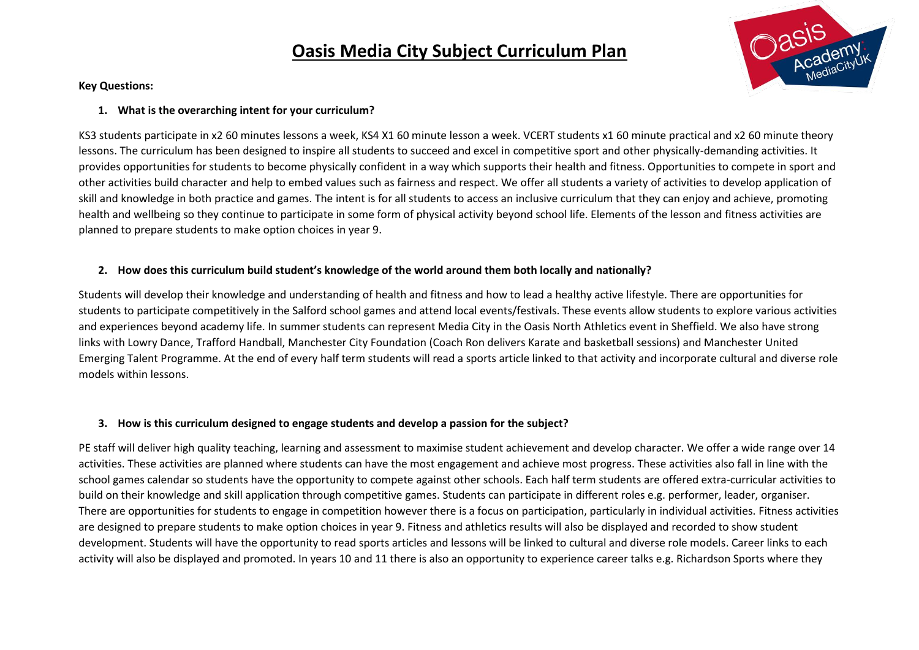# Oasis Media City Subject Curriculum Plan

**Key Questions:**

1. **What is the overarching intent for your curriculum?**

KS3 students participate in x2 60 minutes lessons a week, KS4 X1 60 minute lesson a week. VCERT students x1 60 minute practical and x2 60 minute theory lessons. The curriculum has been designed to inspire all students to succeed and excel in competitive sport and other physically-demanding activities. It provides opportunities for students to become physically confident in a way which supports their health and fitness. Opportunities to compete in sport and other activities build character and help to embed values such as fairness and respect. We offer all students a variety of activities to develop application of skill and knowledge in both practice and games. The intent is for all students to access an inclusive curriculum that they can enjoy and achieve, promoting health and wellbeing so they continue to participate in some form of physical activity beyond school life. Elements of the lesson and fitness activities are planned to prepare students to make option choices in year 9.

2. **How does this curriculum build student's knowledge of the world around them both locally and nationally?**

Students will develop their knowledge and understanding of health and fitness and how to lead a healthy active lifestyle. There are opportunities for students to participate competitively in the Salford school games and attend local events/festivals. These events allow students to explore various activities and experiences beyond academy life. In summer students can represent Media City in the Oasis North Athletics event in Sheffield. We also have strong links with Lowry Dance, Trafford Handball, Manchester City Foundation (Coach Ron delivers Karate and basketball sessions) and Manchester United Emerging Talent Programme. At the end of every half term students will read a sports article linked to that activity and incorporate cultural and diverse role models within lessons.

3. **How is this curriculum designed to engage students and develop a passion for the subject?**

PE staff will deliver high quality teaching, learning and assessment to maximise student achievement and develop character. We offer a wide range over 14 activities. These activities are planned where students can have the most engagement and achieve most progress. These activities also fall in line with the school games calendar so students have the opportunity to compete against other schools. Each half term students are offered extra-curricular activities to build on their knowledge and skill application through competitive games. Students can participate in different roles e.g. performer, leader, organiser. There are opportunities for students to engage in competition however there is a focus on participation, particularly in individual activities. Fitness activities are designed to prepare students to make option choices in year 9. Fitness and athletics results will also be displayed and recorded to show student development. Students will have the opportunity to read sports articles and lessons will be linked to cultural and diverse role models. Career links to each activity will also be displayed and promoted. In years 10 and 11 there is also an opportunity to experience career talks e.g. Richardson Sports where they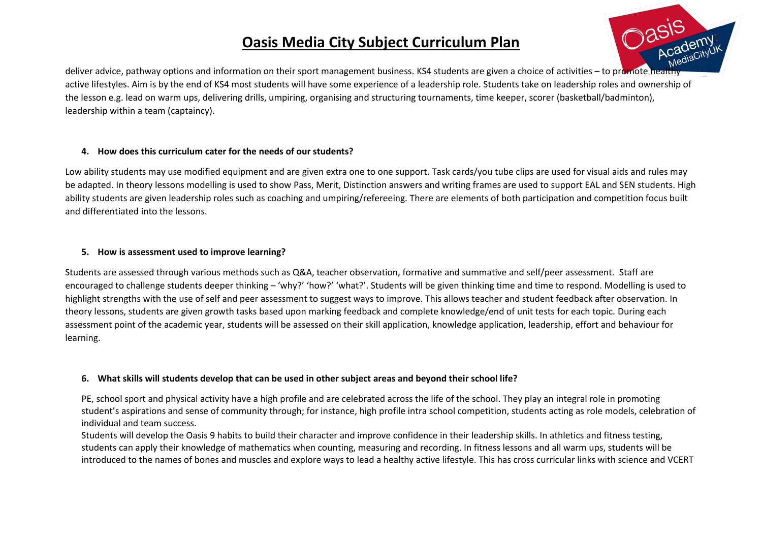deliver advice, pathway options and information on their sport management business. KS4 students are given a choice of activities – to promote healthy active lifestyles. Aim is by the end of KS4 most students will have some experience of a leadership role. Students take on leadership roles and ownership of the lesson e.g. lead on warm ups, delivering drills, umpiring, organising and structuring tournaments, time keeper, scorer (basketball/badminton), leadership within a team (captaincy).

**4. How does this curriculum cater for the needs of our students?**

Low ability students may use modified equipment and are given extra one to one support. Task cards/you tube clips are used for visual aids and rules may be adapted. In theory lessons modelling is used to show Pass, Merit, Distinction answers and writing frames are used to support EAL and SEN students. High ability students are given leadership roles such as coaching and umpiring/refereeing. There are elements of both participation and competition focus built and differentiated into the lessons.

**5. How is assessment used to improve learning?**

Students are assessed through various methods such as Q&A, teacher observation, formative and summative and self/peer assessment. Staff are encouraged to challenge students deeper thinking – 'why?' 'how?' 'what?'. Students will be given thinking time and time to respond. Modelling is used to highlight strengths with the use of self and peer assessment to suggest ways to improve. This allows teacher and student feedback after observation. In theory lessons, students are given growth tasks based upon marking feedback and complete knowledge/end of unit tests for each topic. During each assessment point of the academic year, students will be assessed on their skill application, knowledge application, leadership, effort and behaviour for learning.

**6. What skills will students develop that can be used in other subject areas and beyond their school life?**

PE, school sport and physical activity have a high profile and are celebrated across the life of the school. They play an integral role in promoting student's aspirations and sense of community through; for instance, high profile intra school competition, students acting as role models, celebration of individual and team success.

Students will develop the Oasis 9 habits to build their character and improve confidence in their leadership skills. In athletics and fitness testing, students can apply their knowledge of mathematics when counting, measuring and recording. In fitness lessons and all warm ups, students will be introduced to the names of bones and muscles and explore ways to lead a healthy active lifestyle. This has cross curricular links with science and VCERT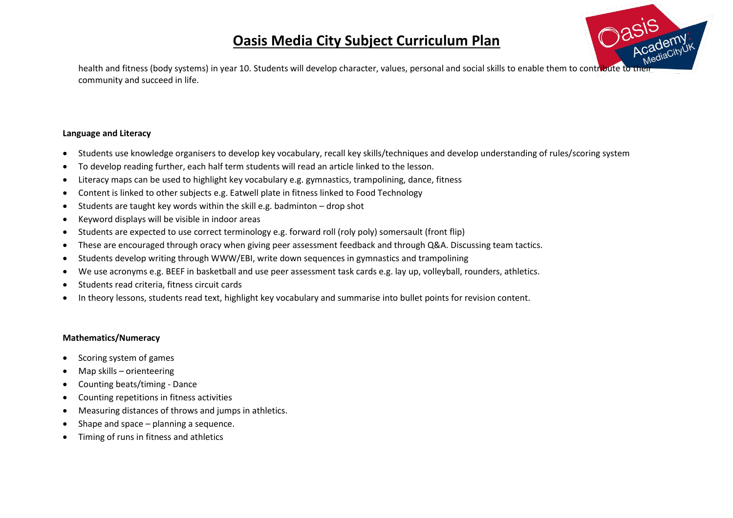health and fitness (body systems) in year 10. Students will develop character, values, personal and social skills to enable them to contribute to their community and succeed in life.

**Language and Literacy**

- Students use knowledge organisers to develop key vocabulary, recall key skills/techniques and develop understanding of rules/scoring system
- To develop reading further, each half term students will read an article linked to the lesson.
- Literacy maps can be used to highlight key vocabulary e.g. gymnastics, trampolining, dance, fitness
- Content is linked to other subjects e.g. Eatwell plate in fitness linked to Food Technology
- Students are taught key words within the skill e.g. badminton – drop shot
- Keyword displays will be visible in indoor areas
- Students are expected to use correct terminology e.g. forward roll (roly poly) somersault (front flip)
- These are encouraged through oracy when giving peer assessment feedback and through Q&A. Discussing team tactics.
- Students develop writing through WWW/EBI, write down sequences in gymnastics and trampolining
- We use acronyms e.g. BEEF in basketball and use peer assessment task cards e.g. lay up, volleyball, rounders, athletics.
- Students read criteria, fitness circuit cards
- In theory lessons, students read text, highlight key vocabulary and summarise into bullet points for revision content.

**Mathematics/Numeracy**

- Scoring system of games
- Map skills – orienteering
- Counting beats/timing - Dance
- Counting repetitions in fitness activities
- Measuring distances of throws and jumps in athletics.
- Shape and space – planning a sequence.
- Timing of runs in fitness and athletics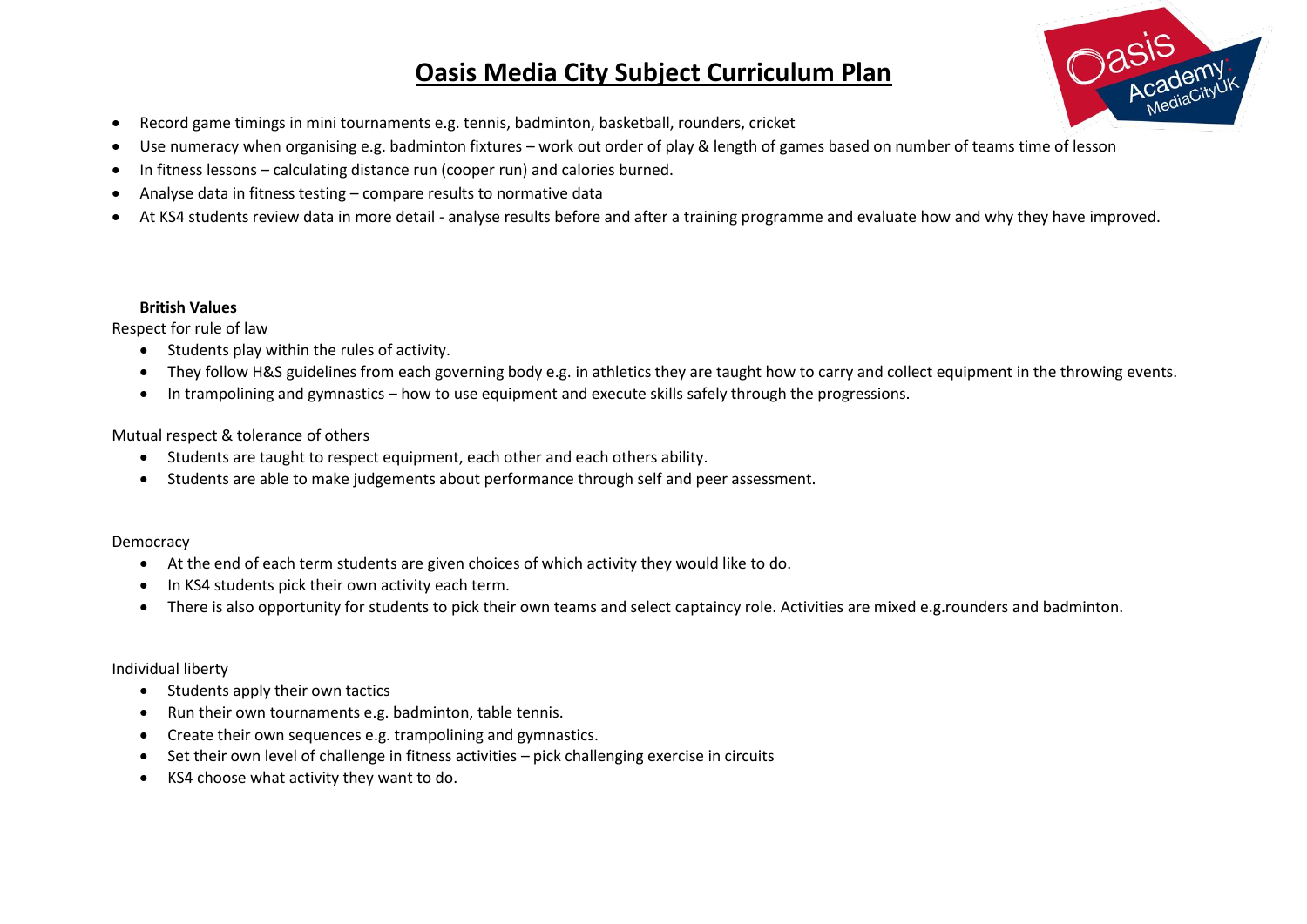# Oasis Media City Subject Curriculum Plan

- Record game timings in mini tournaments e.g. tennis, badminton, basketball, rounders, cricket
- Use numeracy when organising e.g. badminton fixtures – work out order of play & length of games based on number of teams time of lesson
- In fitness lessons – calculating distance run (cooper run) and calories burned.
- Analyse data in fitness testing – compare results to normative data
- At KS4 students review data in more detail - analyse results before and after a training programme and evaluate how and why they have improved.

**British Values**

Respect for rule of law

- Students play within the rules of activity.
- They follow H&S guidelines from each governing body e.g. in athletics they are taught how to carry and collect equipment in the throwing events.
- In trampolining and gymnastics – how to use equipment and execute skills safely through the progressions.

Mutual respect & tolerance of others

- Students are taught to respect equipment, each other and each others ability.
- Students are able to make judgements about performance through self and peer assessment.

Democracy

- At the end of each term students are given choices of which activity they would like to do.
- In KS4 students pick their own activity each term.
- There is also opportunity for students to pick their own teams and select captaincy role. Activities are mixed e.g.rounders and badminton.

Individual liberty

- Students apply their own tactics
- Run their own tournaments e.g. badminton, table tennis.
- Create their own sequences e.g. trampolining and gymnastics.
- Set their own level of challenge in fitness activities – pick challenging exercise in circuits
- KS4 choose what activity they want to do.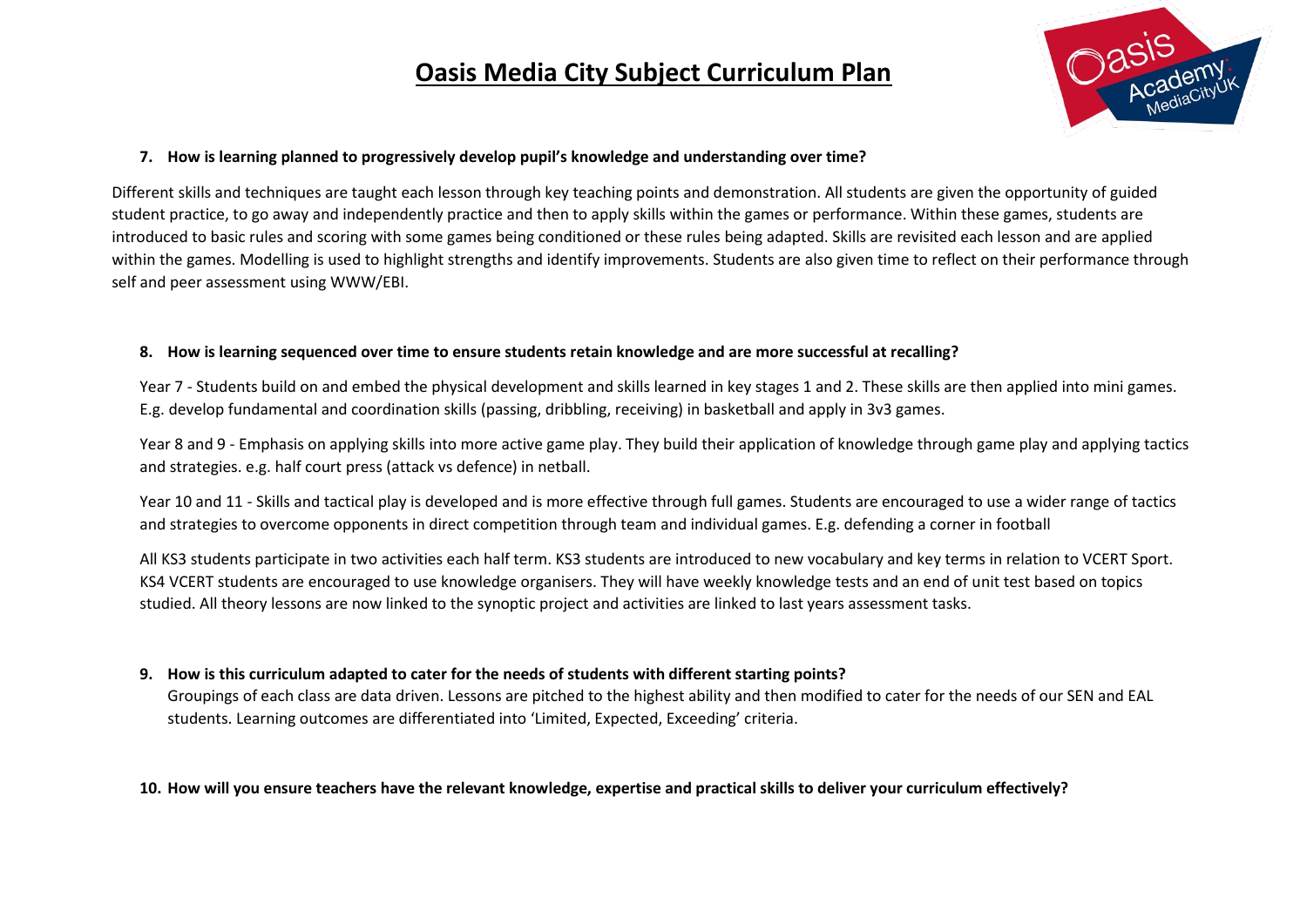# Oasis Media City Subject Curriculum Plan

**7. How is learning planned to progressively develop pupil's knowledge and understanding over time?**

Different skills and techniques are taught each lesson through key teaching points and demonstration. All students are given the opportunity of guided student practice, to go away and independently practice and then to apply skills within the games or performance. Within these games, students are introduced to basic rules and scoring with some games being conditioned or these rules being adapted. Skills are revisited each lesson and are applied within the games. Modelling is used to highlight strengths and identify improvements. Students are also given time to reflect on their performance through self and peer assessment using WWW/EBI.

**8. How is learning sequenced over time to ensure students retain knowledge and are more successful at recalling?**

Year 7 - Students build on and embed the physical development and skills learned in key stages 1 and 2. These skills are then applied into mini games. E.g. develop fundamental and coordination skills (passing, dribbling, receiving) in basketball and apply in 3v3 games.

Year 8 and 9 - Emphasis on applying skills into more active game play. They build their application of knowledge through game play and applying tactics and strategies. e.g. half court press (attack vs defence) in netball.

Year 10 and 11 - Skills and tactical play is developed and is more effective through full games. Students are encouraged to use a wider range of tactics and strategies to overcome opponents in direct competition through team and individual games. E.g. defending a corner in football

All KS3 students participate in two activities each half term. KS3 students are introduced to new vocabulary and key terms in relation to VCERT Sport. KS4 VCERT students are encouraged to use knowledge organisers. They will have weekly knowledge tests and an end of unit test based on topics studied. All theory lessons are now linked to the synoptic project and activities are linked to last years assessment tasks.

**9. How is this curriculum adapted to cater for the needs of students with different starting points?**

Groupings of each class are data driven. Lessons are pitched to the highest ability and then modified to cater for the needs of our SEN and EAL students. Learning outcomes are differentiated into 'Limited, Expected, Exceeding' criteria.

**10. How will you ensure teachers have the relevant knowledge, expertise and practical skills to deliver your curriculum effectively?**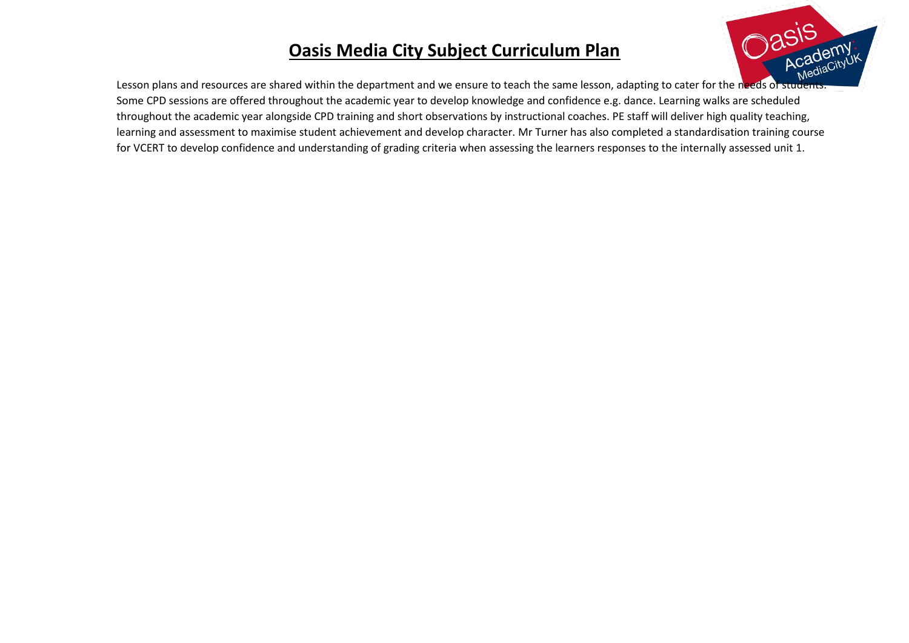# Oasis Media City Subject Curriculum Plan

Lesson plans and resources are shared within the department and we ensure to teach the same lesson, adapting to cater for the needs of students. Some CPD sessions are offered throughout the academic year to develop knowledge and confidence e.g. dance. Learning walks are scheduled throughout the academic year alongside CPD training and short observations by instructional coaches. PE staff will deliver high quality teaching, learning and assessment to maximise student achievement and develop character. Mr Turner has also completed a standardisation training course for VCERT to develop confidence and understanding of grading criteria when assessing the learners responses to the internally assessed unit 1.